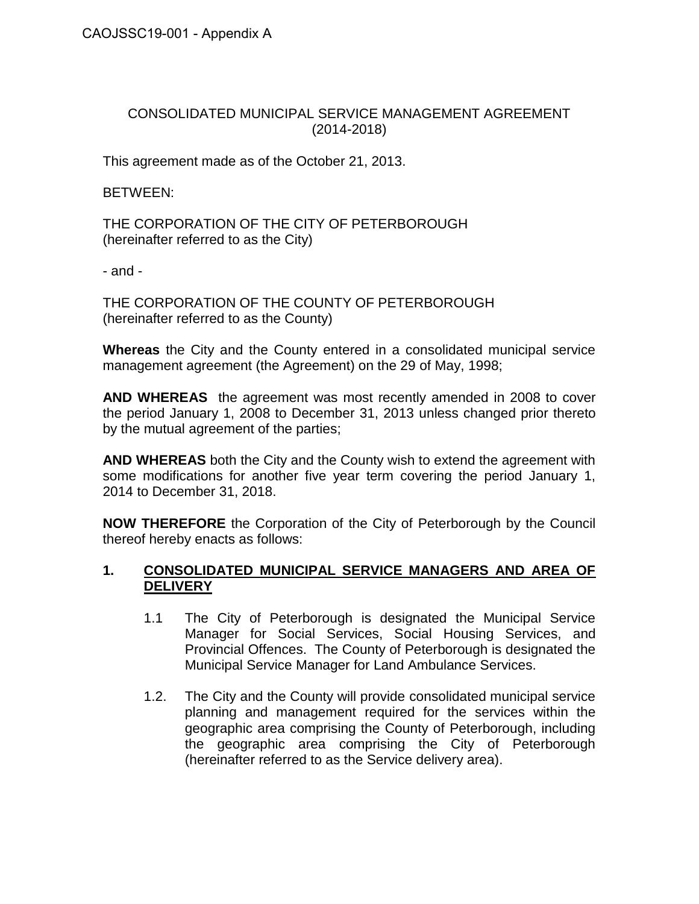CAOJSSC19-001 - Appendix A

# CONSOLIDATED MUNICIPAL SERVICE MANAGEMENT AGREEMENT (2014-2018)

This agreement made as of the October 21, 2013.

BETWEEN:

THE CORPORATION OF THE CITY OF PETERBOROUGH
(hereinafter referred to as the City)

- and -

THE CORPORATION OF THE COUNTY OF PETERBOROUGH
(hereinafter referred to as the County)

**Whereas** the City and the County entered in a consolidated municipal service management agreement (the Agreement) on the 29 of May, 1998;

**AND WHEREAS** the agreement was most recently amended in 2008 to cover the period January 1, 2008 to December 31, 2013 unless changed prior thereto by the mutual agreement of the parties;

**AND WHEREAS** both the City and the County wish to extend the agreement with some modifications for another five year term covering the period January 1, 2014 to December 31, 2018.

**NOW THEREFORE** the Corporation of the City of Peterborough by the Council thereof hereby enacts as follows:

## 1. CONSOLIDATED MUNICIPAL SERVICE MANAGERS AND AREA OF DELIVERY

1.1 The City of Peterborough is designated the Municipal Service Manager for Social Services, Social Housing Services, and Provincial Offences. The County of Peterborough is designated the Municipal Service Manager for Land Ambulance Services.

1.2. The City and the County will provide consolidated municipal service planning and management required for the services within the geographic area comprising the County of Peterborough, including the geographic area comprising the City of Peterborough (hereinafter referred to as the Service delivery area).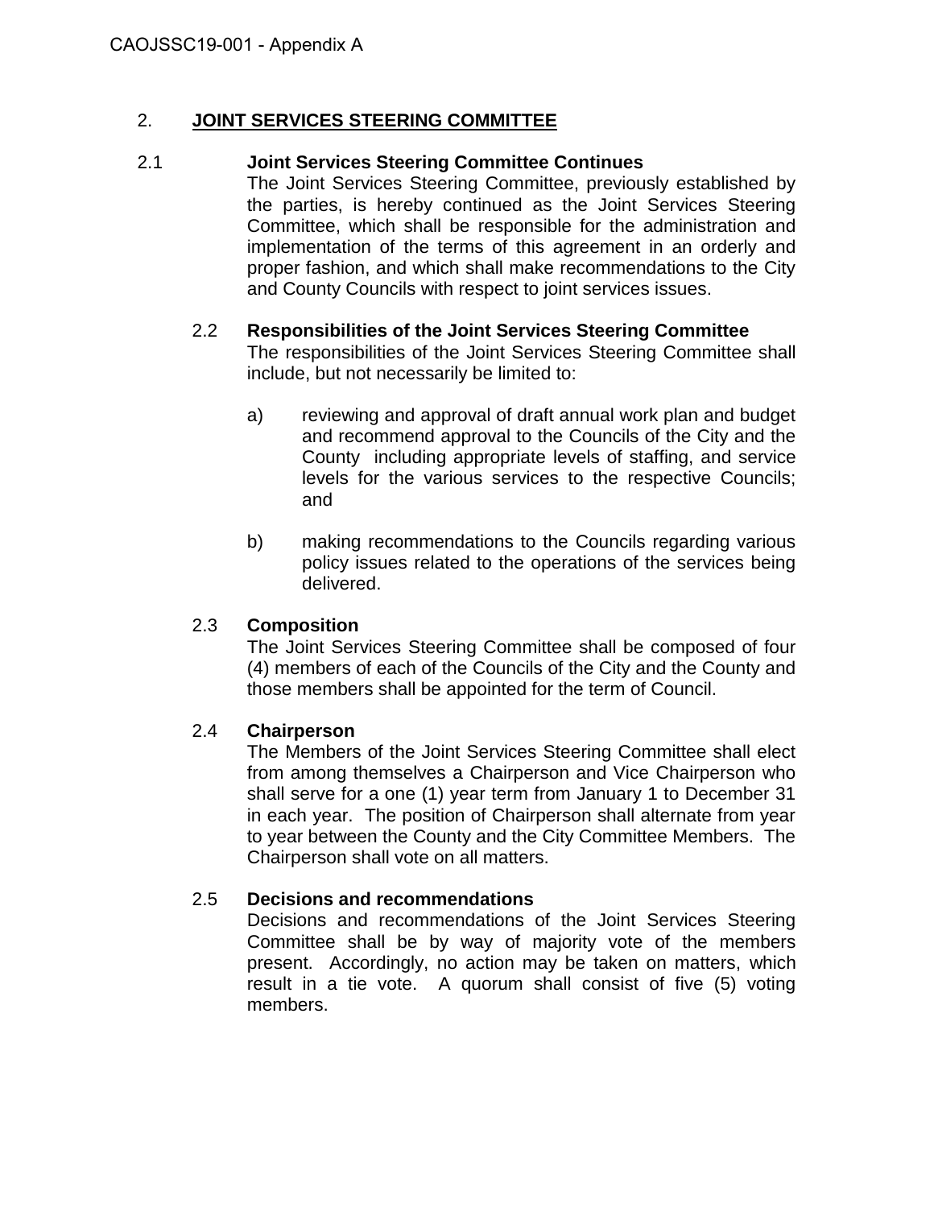## 2. JOINT SERVICES STEERING COMMITTEE

### 2.1 Joint Services Steering Committee Continues

The Joint Services Steering Committee, previously established by the parties, is hereby continued as the Joint Services Steering Committee, which shall be responsible for the administration and implementation of the terms of this agreement in an orderly and proper fashion, and which shall make recommendations to the City and County Councils with respect to joint services issues.

### 2.2 Responsibilities of the Joint Services Steering Committee

The responsibilities of the Joint Services Steering Committee shall include, but not necessarily be limited to:

a) reviewing and approval of draft annual work plan and budget and recommend approval to the Councils of the City and the County including appropriate levels of staffing, and service levels for the various services to the respective Councils; and

b) making recommendations to the Councils regarding various policy issues related to the operations of the services being delivered.

### 2.3 Composition

The Joint Services Steering Committee shall be composed of four (4) members of each of the Councils of the City and the County and those members shall be appointed for the term of Council.

### 2.4 Chairperson

The Members of the Joint Services Steering Committee shall elect from among themselves a Chairperson and Vice Chairperson who shall serve for a one (1) year term from January 1 to December 31 in each year. The position of Chairperson shall alternate from year to year between the County and the City Committee Members. The Chairperson shall vote on all matters.

### 2.5 Decisions and recommendations

Decisions and recommendations of the Joint Services Steering Committee shall be by way of majority vote of the members present. Accordingly, no action may be taken on matters, which result in a tie vote. A quorum shall consist of five (5) voting members.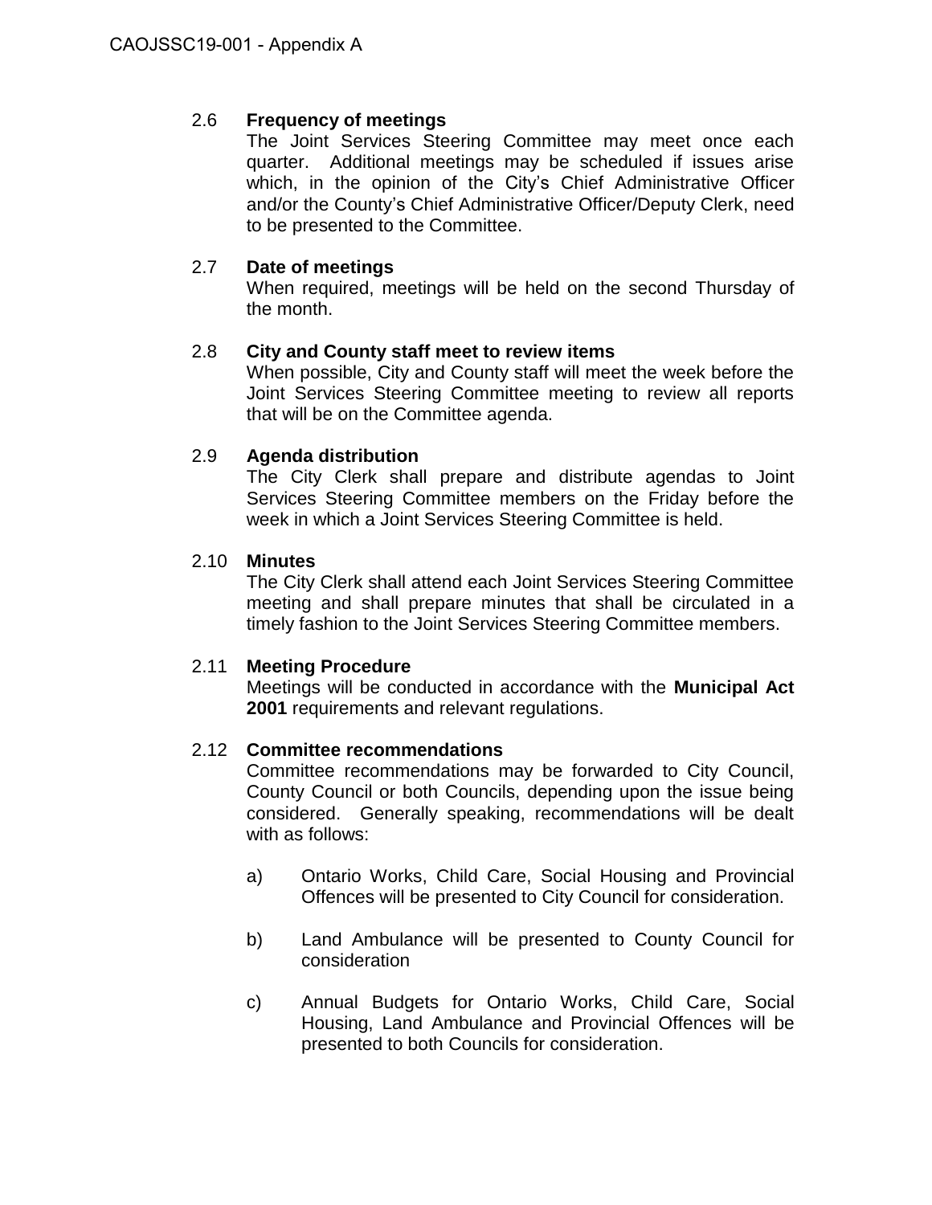### 2.6 **Frequency of meetings**

The Joint Services Steering Committee may meet once each quarter. Additional meetings may be scheduled if issues arise which, in the opinion of the City's Chief Administrative Officer and/or the County's Chief Administrative Officer/Deputy Clerk, need to be presented to the Committee.

### 2.7 **Date of meetings**

When required, meetings will be held on the second Thursday of the month.

### 2.8 **City and County staff meet to review items**

When possible, City and County staff will meet the week before the Joint Services Steering Committee meeting to review all reports that will be on the Committee agenda.

### 2.9 **Agenda distribution**

The City Clerk shall prepare and distribute agendas to Joint Services Steering Committee members on the Friday before the week in which a Joint Services Steering Committee is held.

### 2.10 **Minutes**

The City Clerk shall attend each Joint Services Steering Committee meeting and shall prepare minutes that shall be circulated in a timely fashion to the Joint Services Steering Committee members.

### 2.11 **Meeting Procedure**

Meetings will be conducted in accordance with the **Municipal Act 2001** requirements and relevant regulations.

### 2.12 **Committee recommendations**

Committee recommendations may be forwarded to City Council, County Council or both Councils, depending upon the issue being considered. Generally speaking, recommendations will be dealt with as follows:

a) Ontario Works, Child Care, Social Housing and Provincial Offences will be presented to City Council for consideration.

b) Land Ambulance will be presented to County Council for consideration

c) Annual Budgets for Ontario Works, Child Care, Social Housing, Land Ambulance and Provincial Offences will be presented to both Councils for consideration.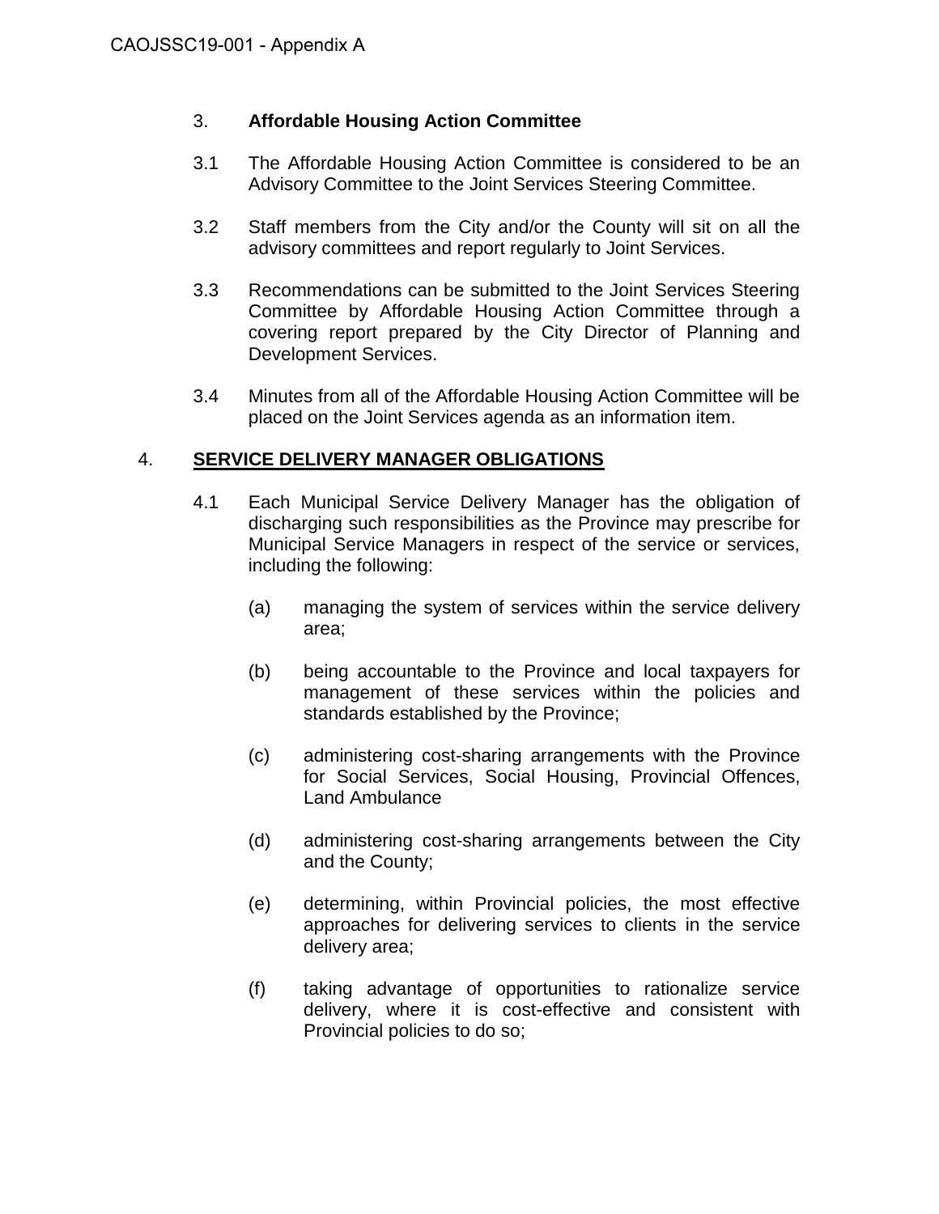### 3. **Affordable Housing Action Committee**

3.1 The Affordable Housing Action Committee is considered to be an Advisory Committee to the Joint Services Steering Committee.

3.2 Staff members from the City and/or the County will sit on all the advisory committees and report regularly to Joint Services.

3.3 Recommendations can be submitted to the Joint Services Steering Committee by Affordable Housing Action Committee through a covering report prepared by the City Director of Planning and Development Services.

3.4 Minutes from all of the Affordable Housing Action Committee will be placed on the Joint Services agenda as an information item.

## 4. **SERVICE DELIVERY MANAGER OBLIGATIONS**

4.1 Each Municipal Service Delivery Manager has the obligation of discharging such responsibilities as the Province may prescribe for Municipal Service Managers in respect of the service or services, including the following:

(a) managing the system of services within the service delivery area;

(b) being accountable to the Province and local taxpayers for management of these services within the policies and standards established by the Province;

(c) administering cost-sharing arrangements with the Province for Social Services, Social Housing, Provincial Offences, Land Ambulance

(d) administering cost-sharing arrangements between the City and the County;

(e) determining, within Provincial policies, the most effective approaches for delivering services to clients in the service delivery area;

(f) taking advantage of opportunities to rationalize service delivery, where it is cost-effective and consistent with Provincial policies to do so;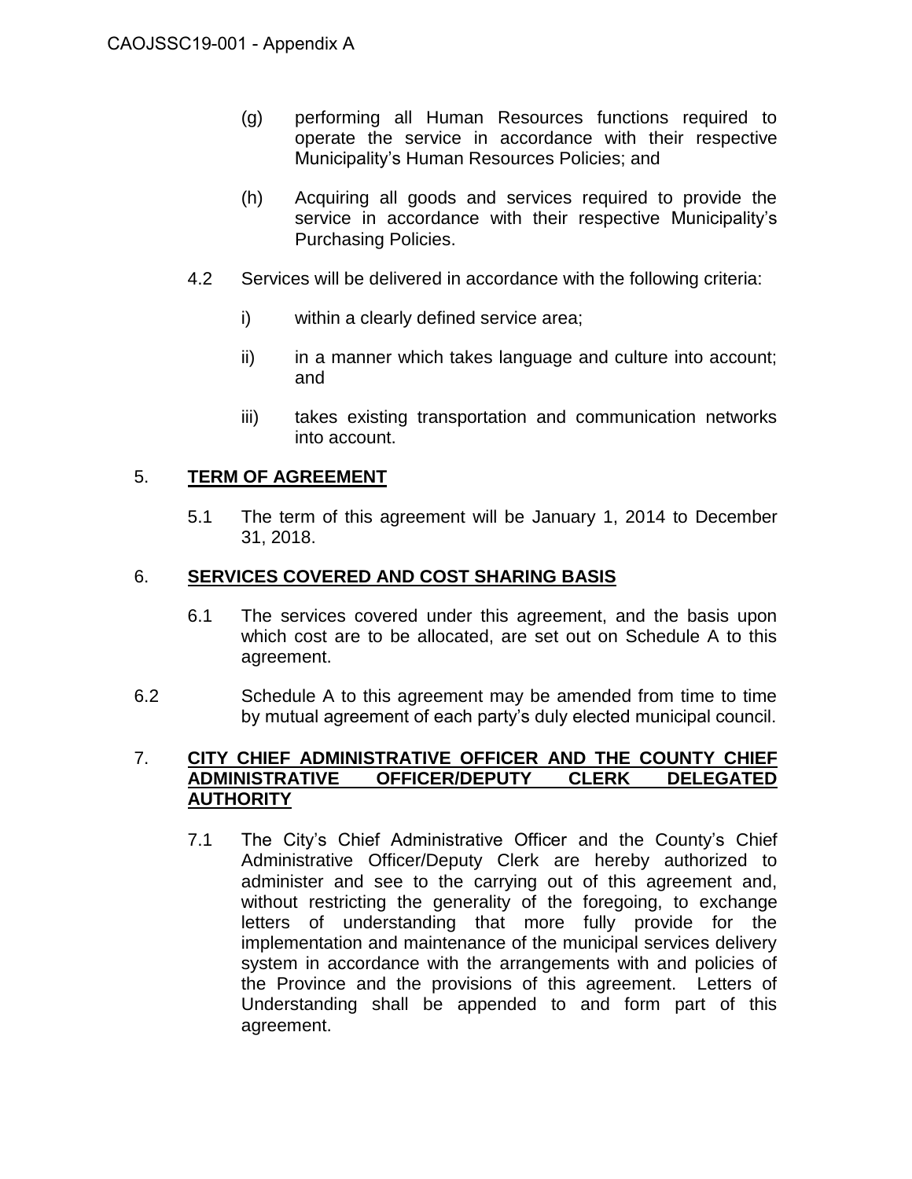(g) performing all Human Resources functions required to operate the service in accordance with their respective Municipality's Human Resources Policies; and

(h) Acquiring all goods and services required to provide the service in accordance with their respective Municipality's Purchasing Policies.

4.2 Services will be delivered in accordance with the following criteria:

i) within a clearly defined service area;

ii) in a manner which takes language and culture into account; and

iii) takes existing transportation and communication networks into account.

## 5. **TERM OF AGREEMENT**

5.1 The term of this agreement will be January 1, 2014 to December 31, 2018.

## 6. **SERVICES COVERED AND COST SHARING BASIS**

6.1 The services covered under this agreement, and the basis upon which cost are to be allocated, are set out on Schedule A to this agreement.

6.2 Schedule A to this agreement may be amended from time to time by mutual agreement of each party's duly elected municipal council.

## 7. **CITY CHIEF ADMINISTRATIVE OFFICER AND THE COUNTY CHIEF ADMINISTRATIVE OFFICER/DEPUTY CLERK DELEGATED AUTHORITY**

7.1 The City's Chief Administrative Officer and the County's Chief Administrative Officer/Deputy Clerk are hereby authorized to administer and see to the carrying out of this agreement and, without restricting the generality of the foregoing, to exchange letters of understanding that more fully provide for the implementation and maintenance of the municipal services delivery system in accordance with the arrangements with and policies of the Province and the provisions of this agreement. Letters of Understanding shall be appended to and form part of this agreement.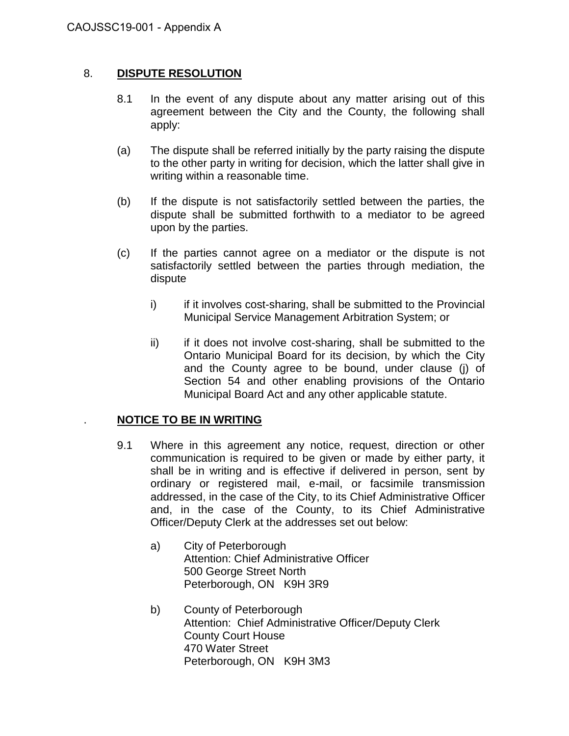## 8. **DISPUTE RESOLUTION**

8.1 In the event of any dispute about any matter arising out of this agreement between the City and the County, the following shall apply:

(a) The dispute shall be referred initially by the party raising the dispute to the other party in writing for decision, which the latter shall give in writing within a reasonable time.

(b) If the dispute is not satisfactorily settled between the parties, the dispute shall be submitted forthwith to a mediator to be agreed upon by the parties.

(c) If the parties cannot agree on a mediator or the dispute is not satisfactorily settled between the parties through mediation, the dispute

- i) if it involves cost-sharing, shall be submitted to the Provincial Municipal Service Management Arbitration System; or
- ii) if it does not involve cost-sharing, shall be submitted to the Ontario Municipal Board for its decision, by which the City and the County agree to be bound, under clause (j) of Section 54 and other enabling provisions of the Ontario Municipal Board Act and any other applicable statute.

## . **NOTICE TO BE IN WRITING**

9.1 Where in this agreement any notice, request, direction or other communication is required to be given or made by either party, it shall be in writing and is effective if delivered in person, sent by ordinary or registered mail, e-mail, or facsimile transmission addressed, in the case of the City, to its Chief Administrative Officer and, in the case of the County, to its Chief Administrative Officer/Deputy Clerk at the addresses set out below:

a) City of Peterborough
Attention: Chief Administrative Officer
500 George Street North
Peterborough, ON K9H 3R9

b) County of Peterborough
Attention: Chief Administrative Officer/Deputy Clerk
County Court House
470 Water Street
Peterborough, ON K9H 3M3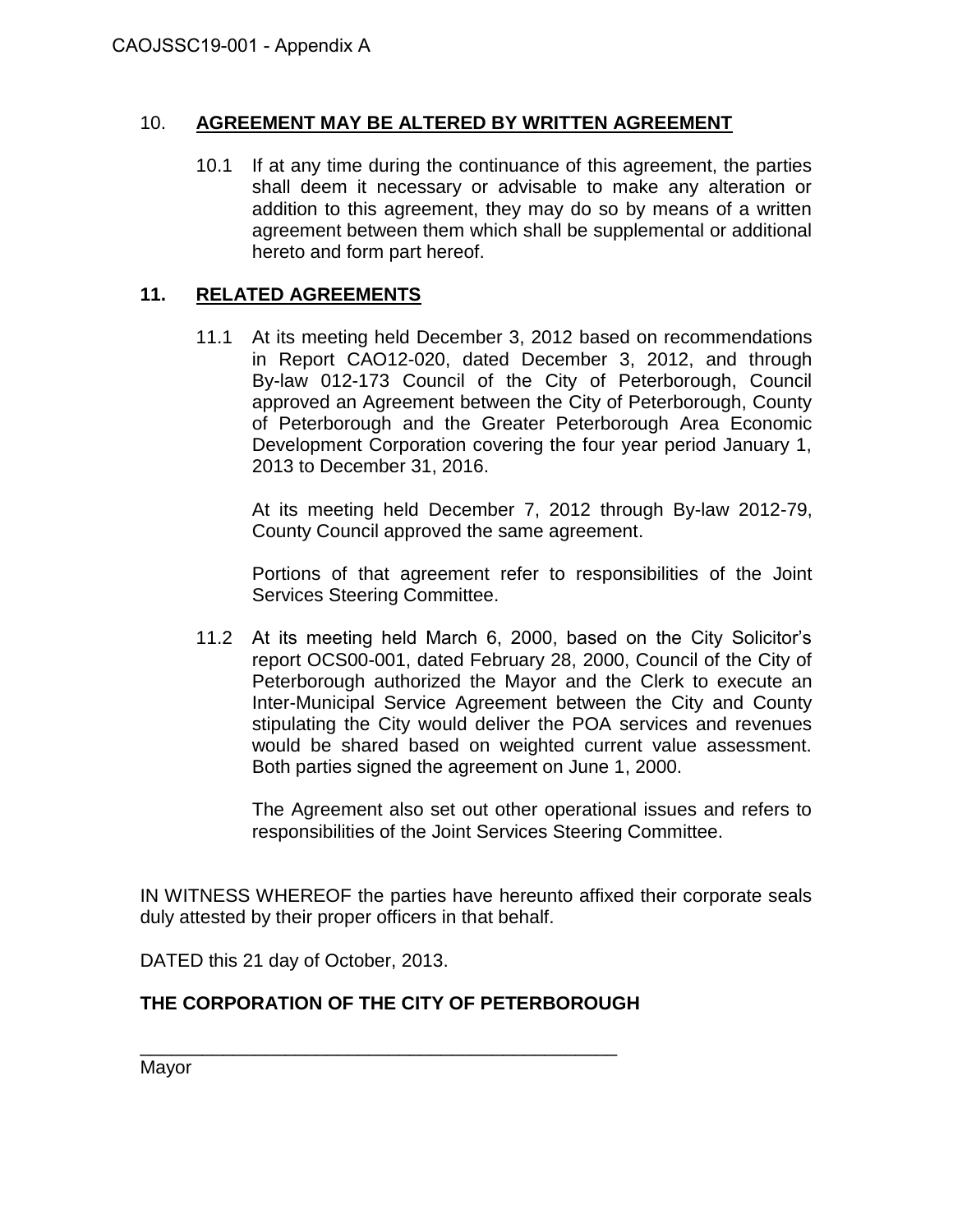## 10. AGREEMENT MAY BE ALTERED BY WRITTEN AGREEMENT

10.1 If at any time during the continuance of this agreement, the parties shall deem it necessary or advisable to make any alteration or addition to this agreement, they may do so by means of a written agreement between them which shall be supplemental or additional hereto and form part hereof.

## 11. RELATED AGREEMENTS

11.1 At its meeting held December 3, 2012 based on recommendations in Report CAO12-020, dated December 3, 2012, and through By-law 012-173 Council of the City of Peterborough, Council approved an Agreement between the City of Peterborough, County of Peterborough and the Greater Peterborough Area Economic Development Corporation covering the four year period January 1, 2013 to December 31, 2016.

At its meeting held December 7, 2012 through By-law 2012-79, County Council approved the same agreement.

Portions of that agreement refer to responsibilities of the Joint Services Steering Committee.

11.2 At its meeting held March 6, 2000, based on the City Solicitor's report OCS00-001, dated February 28, 2000, Council of the City of Peterborough authorized the Mayor and the Clerk to execute an Inter-Municipal Service Agreement between the City and County stipulating the City would deliver the POA services and revenues would be shared based on weighted current value assessment. Both parties signed the agreement on June 1, 2000.

The Agreement also set out other operational issues and refers to responsibilities of the Joint Services Steering Committee.

IN WITNESS WHEREOF the parties have hereunto affixed their corporate seals duly attested by their proper officers in that behalf.

DATED this 21 day of October, 2013.

**THE CORPORATION OF THE CITY OF PETERBOROUGH**

\_\_\_\_\_\_\_\_\_\_\_\_\_\_\_\_\_\_\_\_\_\_\_\_\_\_\_\_\_\_\_\_\_\_\_\_\_\_\_\_\_\_\_\_\_\_

Mayor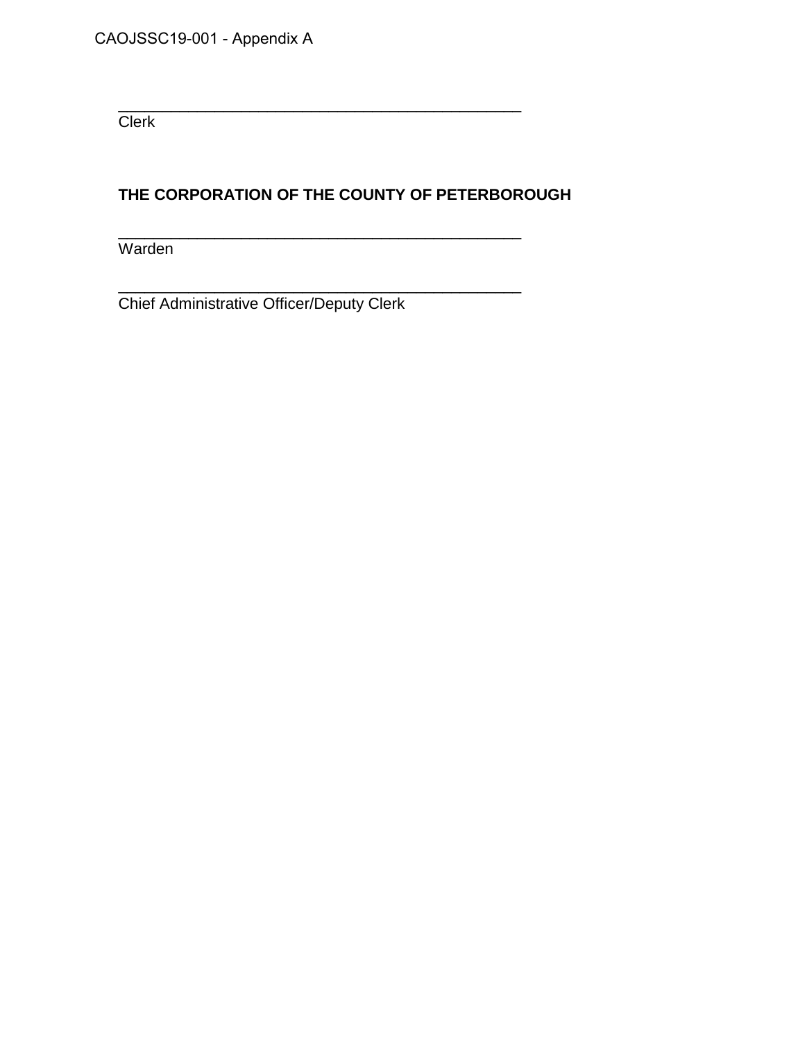_______________________________________________
Clerk

**THE CORPORATION OF THE COUNTY OF PETERBOROUGH**

_______________________________________________
Warden

_______________________________________________
Chief Administrative Officer/Deputy Clerk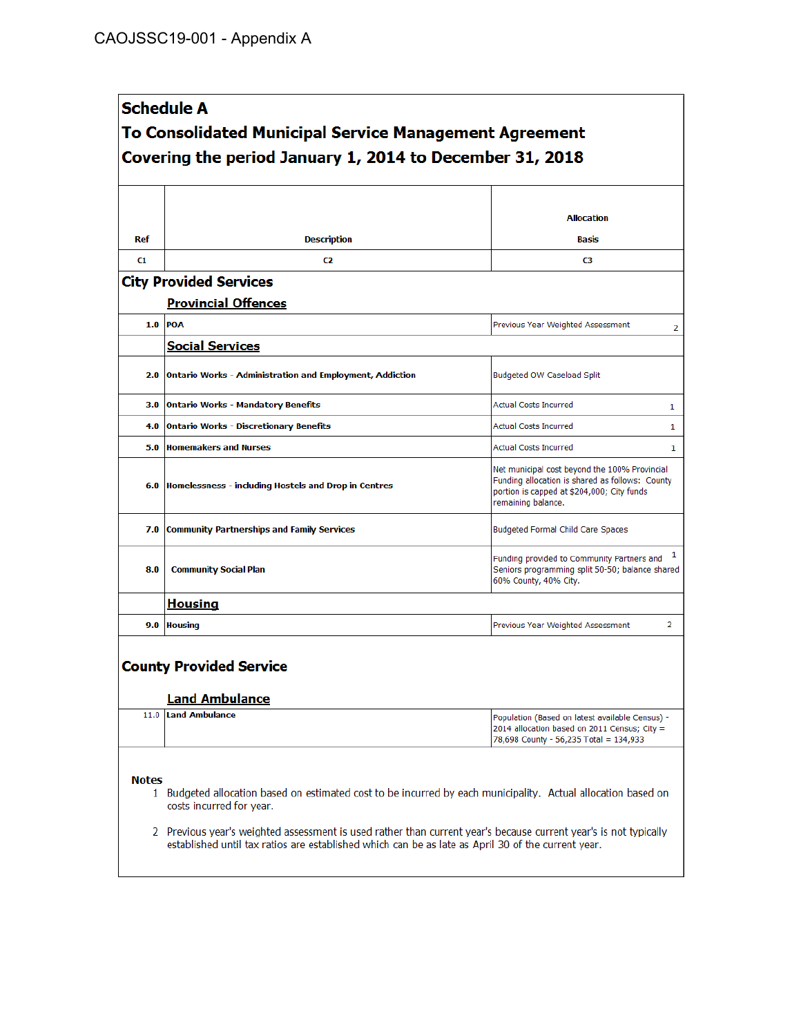CAOJSSC19-001 - Appendix A

# Schedule A
## To Consolidated Municipal Service Management Agreement
## Covering the period January 1, 2014 to December 31, 2018

| Ref | Description | Allocation Basis | |
|---|---|---|---|
| C1 | C2 | C3 | |
| **City Provided Services** | | | |
| | **Provincial Offences** | | |
| 1.0 | POA | Previous Year Weighted Assessment | 2 |
| | **Social Services** | | |
| 2.0 | Ontario Works - Administration and Employment, Addiction | Budgeted OW Caseload Split | |
| 3.0 | Ontario Works - Mandatory Benefits | Actual Costs Incurred | 1 |
| 4.0 | Ontario Works - Discretionary Benefits | Actual Costs Incurred | 1 |
| 5.0 | Homemakers and Nurses | Actual Costs Incurred | 1 |
| 6.0 | Homelessness - including Hostels and Drop in Centres | Net municipal cost beyond the 100% Provincial Funding allocation is shared as follows: County portion is capped at $204,000; City funds remaining balance. | |
| 7.0 | Community Partnerships and Family Services | Budgeted Formal Child Care Spaces | |
| 8.0 | Community Social Plan | Funding provided to Community Partners and Seniors programming split 50-50; balance shared 60% County, 40% City. | 1 |
| | **Housing** | | |
| 9.0 | Housing | Previous Year Weighted Assessment | 2 |
| **County Provided Service** | | | |
| | **Land Ambulance** | | |
| 11.0 | Land Ambulance | Population (Based on latest available Census) - 2014 allocation based on 2011 Census; City = 78,698 County - 56,235 Total = 134,933 | |

**Notes**

1. Budgeted allocation based on estimated cost to be incurred by each municipality. Actual allocation based on costs incurred for year.
2. Previous year's weighted assessment is used rather than current year's because current year's is not typically established until tax ratios are established which can be as late as April 30 of the current year.